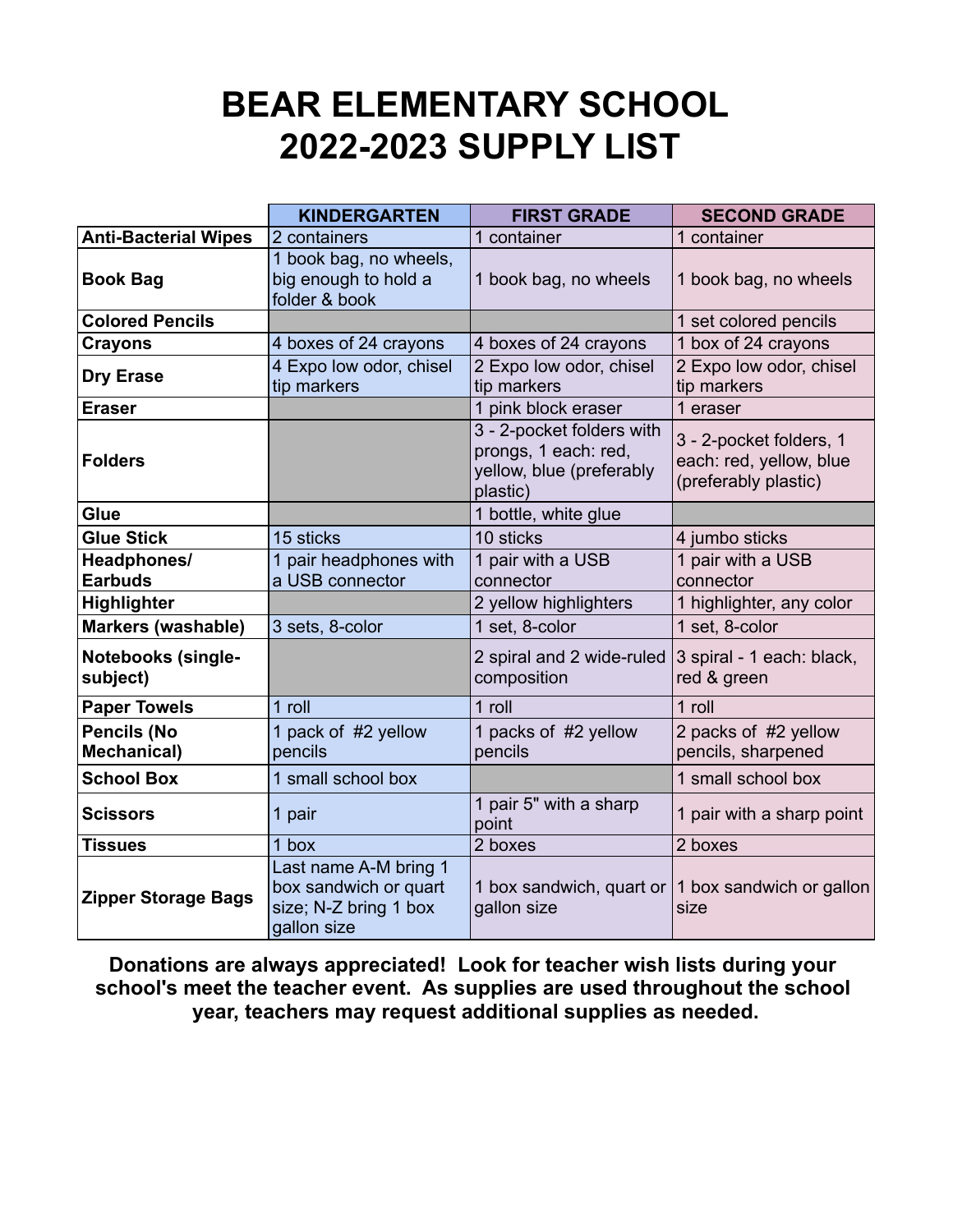# BEAR ELEMENTARY SCHOOL
# 2022-2023 SUPPLY LIST

| | KINDERGARTEN | FIRST GRADE | SECOND GRADE |
|---|---|---|---|
| **Anti-Bacterial Wipes** | 2 containers | 1 container | 1 container |
| **Book Bag** | 1 book bag, no wheels, big enough to hold a folder & book | 1 book bag, no wheels | 1 book bag, no wheels |
| **Colored Pencils** | | | 1 set colored pencils |
| **Crayons** | 4 boxes of 24 crayons | 4 boxes of 24 crayons | 1 box of 24 crayons |
| **Dry Erase** | 4 Expo low odor, chisel tip markers | 2 Expo low odor, chisel tip markers | 2 Expo low odor, chisel tip markers |
| **Eraser** | | 1 pink block eraser | 1 eraser |
| **Folders** | | 3 - 2-pocket folders with prongs, 1 each: red, yellow, blue (preferably plastic) | 3 - 2-pocket folders, 1 each: red, yellow, blue (preferably plastic) |
| **Glue** | | 1 bottle, white glue | |
| **Glue Stick** | 15 sticks | 10 sticks | 4 jumbo sticks |
| **Headphones/ Earbuds** | 1 pair headphones with a USB connector | 1 pair with a USB connector | 1 pair with a USB connector |
| **Highlighter** | | 2 yellow highlighters | 1 highlighter, any color |
| **Markers (washable)** | 3 sets, 8-color | 1 set, 8-color | 1 set, 8-color |
| **Notebooks (single-subject)** | | 2 spiral and 2 wide-ruled composition | 3 spiral - 1 each: black, red & green |
| **Paper Towels** | 1 roll | 1 roll | 1 roll |
| **Pencils (No Mechanical)** | 1 pack of #2 yellow pencils | 1 packs of #2 yellow pencils | 2 packs of #2 yellow pencils, sharpened |
| **School Box** | 1 small school box | | 1 small school box |
| **Scissors** | 1 pair | 1 pair 5" with a sharp point | 1 pair with a sharp point |
| **Tissues** | 1 box | 2 boxes | 2 boxes |
| **Zipper Storage Bags** | Last name A-M bring 1 box sandwich or quart size; N-Z bring 1 box gallon size | 1 box sandwich, quart or gallon size | 1 box sandwich or gallon size |

**Donations are always appreciated! Look for teacher wish lists during your school's meet the teacher event. As supplies are used throughout the school year, teachers may request additional supplies as needed.**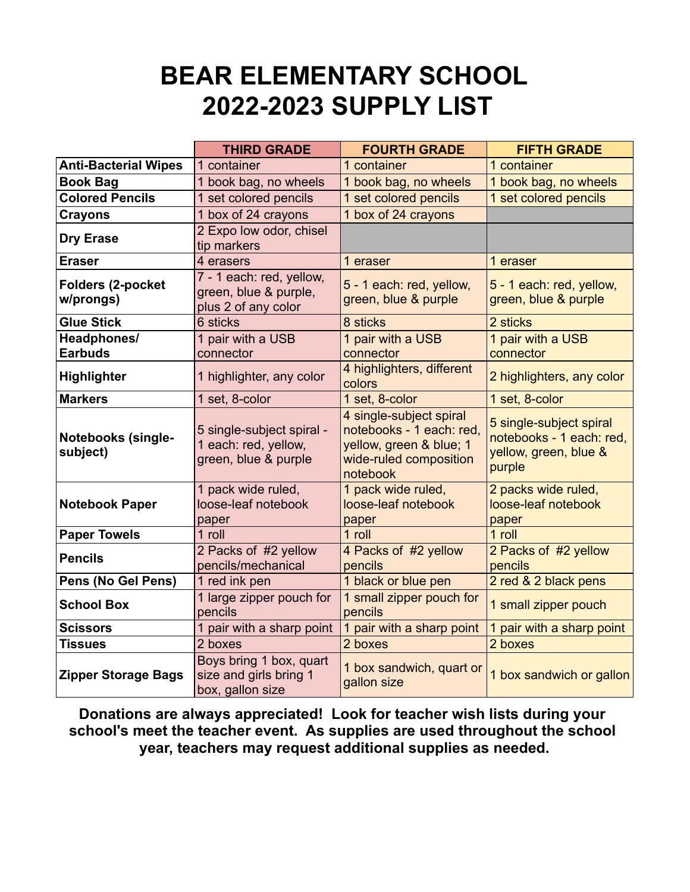# BEAR ELEMENTARY SCHOOL
# 2022-2023 SUPPLY LIST

| | THIRD GRADE | FOURTH GRADE | FIFTH GRADE |
|---|---|---|---|
| **Anti-Bacterial Wipes** | 1 container | 1 container | 1 container |
| **Book Bag** | 1 book bag, no wheels | 1 book bag, no wheels | 1 book bag, no wheels |
| **Colored Pencils** | 1 set colored pencils | 1 set colored pencils | 1 set colored pencils |
| **Crayons** | 1 box of 24 crayons | 1 box of 24 crayons | |
| **Dry Erase** | 2 Expo low odor, chisel tip markers | | |
| **Eraser** | 4 erasers | 1 eraser | 1 eraser |
| **Folders (2-pocket w/prongs)** | 7 - 1 each: red, yellow, green, blue & purple, plus 2 of any color | 5 - 1 each: red, yellow, green, blue & purple | 5 - 1 each: red, yellow, green, blue & purple |
| **Glue Stick** | 6 sticks | 8 sticks | 2 sticks |
| **Headphones/ Earbuds** | 1 pair with a USB connector | 1 pair with a USB connector | 1 pair with a USB connector |
| **Highlighter** | 1 highlighter, any color | 4 highlighters, different colors | 2 highlighters, any color |
| **Markers** | 1 set, 8-color | 1 set, 8-color | 1 set, 8-color |
| **Notebooks (single-subject)** | 5 single-subject spiral - 1 each: red, yellow, green, blue & purple | 4 single-subject spiral notebooks - 1 each: red, yellow, green & blue; 1 wide-ruled composition notebook | 5 single-subject spiral notebooks - 1 each: red, yellow, green, blue & purple |
| **Notebook Paper** | 1 pack wide ruled, loose-leaf notebook paper | 1 pack wide ruled, loose-leaf notebook paper | 2 packs wide ruled, loose-leaf notebook paper |
| **Paper Towels** | 1 roll | 1 roll | 1 roll |
| **Pencils** | 2 Packs of #2 yellow pencils/mechanical | 4 Packs of #2 yellow pencils | 2 Packs of #2 yellow pencils |
| **Pens (No Gel Pens)** | 1 red ink pen | 1 black or blue pen | 2 red & 2 black pens |
| **School Box** | 1 large zipper pouch for pencils | 1 small zipper pouch for pencils | 1 small zipper pouch |
| **Scissors** | 1 pair with a sharp point | 1 pair with a sharp point | 1 pair with a sharp point |
| **Tissues** | 2 boxes | 2 boxes | 2 boxes |
| **Zipper Storage Bags** | Boys bring 1 box, quart size and girls bring 1 box, gallon size | 1 box sandwich, quart or gallon size | 1 box sandwich or gallon |

**Donations are always appreciated! Look for teacher wish lists during your school's meet the teacher event. As supplies are used throughout the school year, teachers may request additional supplies as needed.**